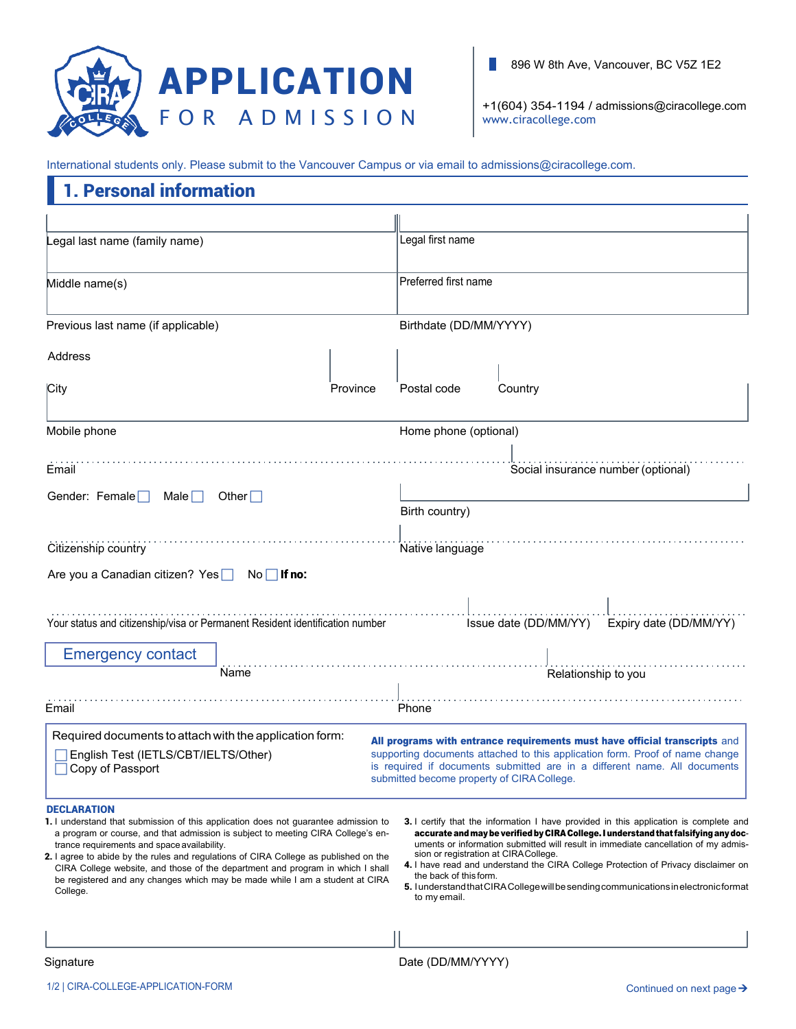# APPLICATION FOR ADMISSION

896 W 8th Ave, Vancouver, BC V5Z 1E2

+1(604) 354-1194 / admissions@ciracollege.com
www.ciracollege.com

International students only. Please submit to the Vancouver Campus or via email to admissions@ciracollege.com.

## 1. Personal information

| | |
|---|---|
| Legal last name (family name) | Legal first name |
| Middle name(s) | Preferred first name |
| Previous last name (if applicable) | Birthdate (DD/MM/YYYY) |

Address

| City | Province | Postal code | Country |
|---|---|---|---|
| | | | |

| | |
|---|---|
| Mobile phone | Home phone (optional) |
| Email | Social insurance number (optional) |

Gender: Female ☐ Male ☐ Other ☐

Birth country)

| | |
|---|---|
| Citizenship country | Native language |

Are you a Canadian citizen? Yes ☐ No ☐ **If no:**

| Your status and citizenship/visa or Permanent Resident identification number | Issue date (DD/MM/YY) | Expiry date (DD/MM/YY) |
|---|---|---|
| | | |

### Emergency contact

| | |
|---|---|
| Name | Relationship to you |
| Email | Phone |

Required documents to attach with the application form:

- ☐ English Test (IETLS/CBT/IELTS/Other)
- ☐ Copy of Passport

**All programs with entrance requirements must have official transcripts** and supporting documents attached to this application form. Proof of name change is required if documents submitted are in a different name. All documents submitted become property of CIRA College.

### DECLARATION

1. I understand that submission of this application does not guarantee admission to a program or course, and that admission is subject to meeting CIRA College's entrance requirements and space availability.
2. I agree to abide by the rules and regulations of CIRA College as published on the CIRA College website, and those of the department and program in which I shall be registered and any changes which may be made while I am a student at CIRA College.
3. I certify that the information I have provided in this application is complete and **accurate and may be verified by CIRA College. I understand that falsifying any doc**uments or information submitted will result in immediate cancellation of my admission or registration at CIRA College.
4. I have read and understand the CIRA College Protection of Privacy disclaimer on the back of this form.
5. I understand that CIRA College will be sending communications in electronic format to my email.

| | |
|---|---|
| Signature | Date (DD/MM/YYYY) |

Continued on next page →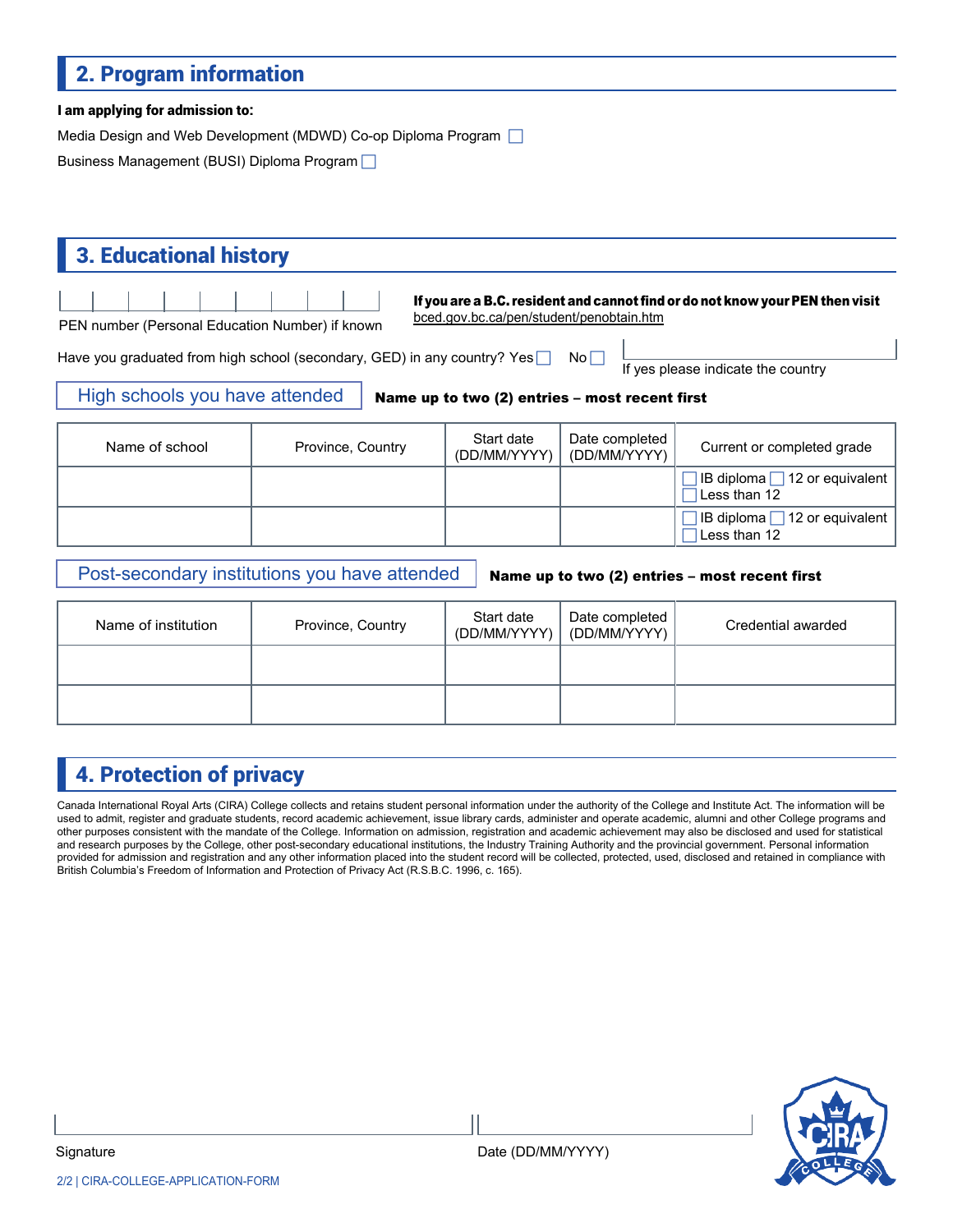## 2. Program information

**I am applying for admission to:**

Media Design and Web Development (MDWD) Co-op Diploma Program ☐

Business Management (BUSI) Diploma Program ☐

## 3. Educational history

PEN number (Personal Education Number) if known

**If you are a B.C. resident and cannot find or do not know your PEN then visit** bced.gov.bc.ca/pen/student/penobtain.htm

Have you graduated from high school (secondary, GED) in any country? Yes ☐ No ☐

If yes please indicate the country

### High schools you have attended

**Name up to two (2) entries – most recent first**

| Name of school | Province, Country | Start date (DD/MM/YYYY) | Date completed (DD/MM/YYYY) | Current or completed grade |
|---|---|---|---|---|
| | | | | ☐ IB diploma ☐ 12 or equivalent ☐ Less than 12 |
| | | | | ☐ IB diploma ☐ 12 or equivalent ☐ Less than 12 |

### Post-secondary institutions you have attended

**Name up to two (2) entries – most recent first**

| Name of institution | Province, Country | Start date (DD/MM/YYYY) | Date completed (DD/MM/YYYY) | Credential awarded |
|---|---|---|---|---|
| | | | | |
| | | | | |

## 4. Protection of privacy

Canada International Royal Arts (CIRA) College collects and retains student personal information under the authority of the College and Institute Act. The information will be used to admit, register and graduate students, record academic achievement, issue library cards, administer and operate academic, alumni and other College programs and other purposes consistent with the mandate of the College. Information on admission, registration and academic achievement may also be disclosed and used for statistical and research purposes by the College, other post-secondary educational institutions, the Industry Training Authority and the provincial government. Personal information provided for admission and registration and any other information placed into the student record will be collected, protected, used, disclosed and retained in compliance with British Columbia's Freedom of Information and Protection of Privacy Act (R.S.B.C. 1996, c. 165).

Signature

Date (DD/MM/YYYY)